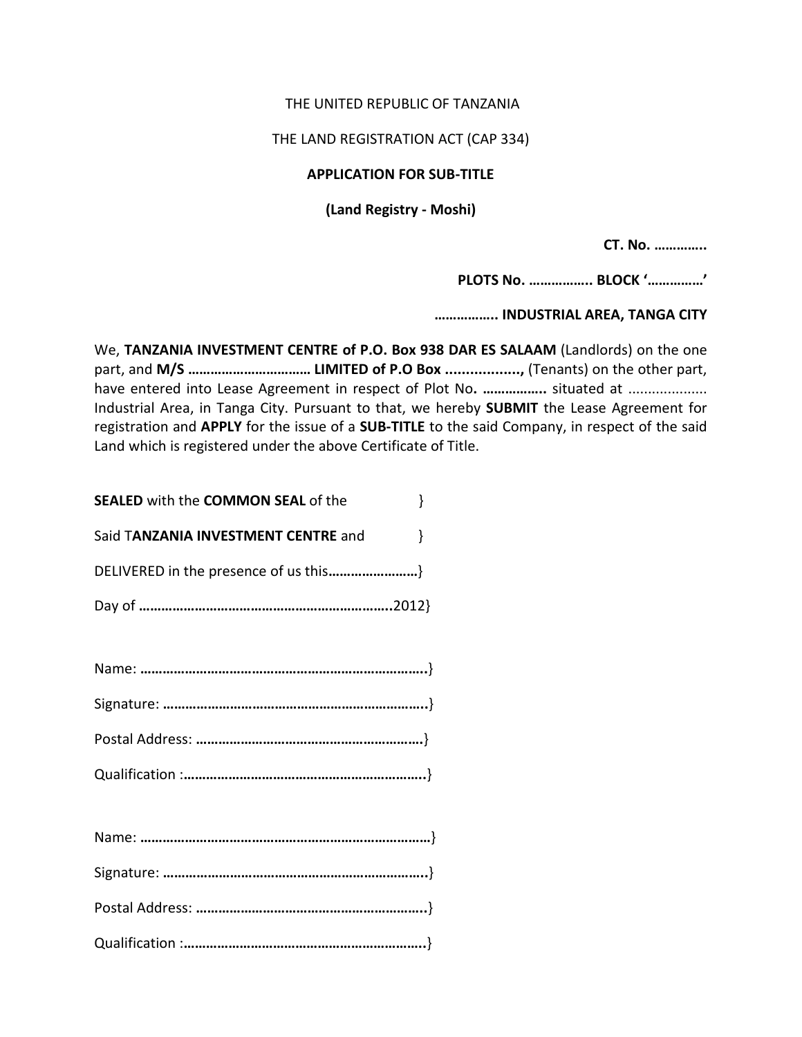THE UNITED REPUBLIC OF TANZANIA

THE LAND REGISTRATION ACT (CAP 334)

**APPLICATION FOR SUB-TITLE**

**(Land Registry - Moshi)**

**CT. No. ………….**

**PLOTS No. …………….. BLOCK '……………'**

**…………….. INDUSTRIAL AREA, TANGA CITY**

We, **TANZANIA INVESTMENT CENTRE of P.O. Box 938 DAR ES SALAAM** (Landlords) on the one part, and **M/S …………………………… LIMITED of P.O Box ................,** (Tenants) on the other part, have entered into Lease Agreement in respect of Plot No**. ……………..** situated at ................... Industrial Area, in Tanga City. Pursuant to that, we hereby **SUBMIT** the Lease Agreement for registration and **APPLY** for the issue of a **SUB-TITLE** to the said Company, in respect of the said Land which is registered under the above Certificate of Title.

**SEALED** with the **COMMON SEAL** of the }

Said T**ANZANIA INVESTMENT CENTRE** and }

DELIVERED in the presence of us this**……………………**}

Day of **……………………………………………………………**2012}

Name: **…………………………………………………………………..**}

Signature: **……………………………………………………………..**}

Postal Address: **……………………………………………………**}

Qualification :**………………………………………………………..**}

Name: **……………………………………………………………………**}

Signature: **……………………………………………………………..**}

Postal Address: **……………………………………………………..**}

Qualification :**………………………………………………………..**}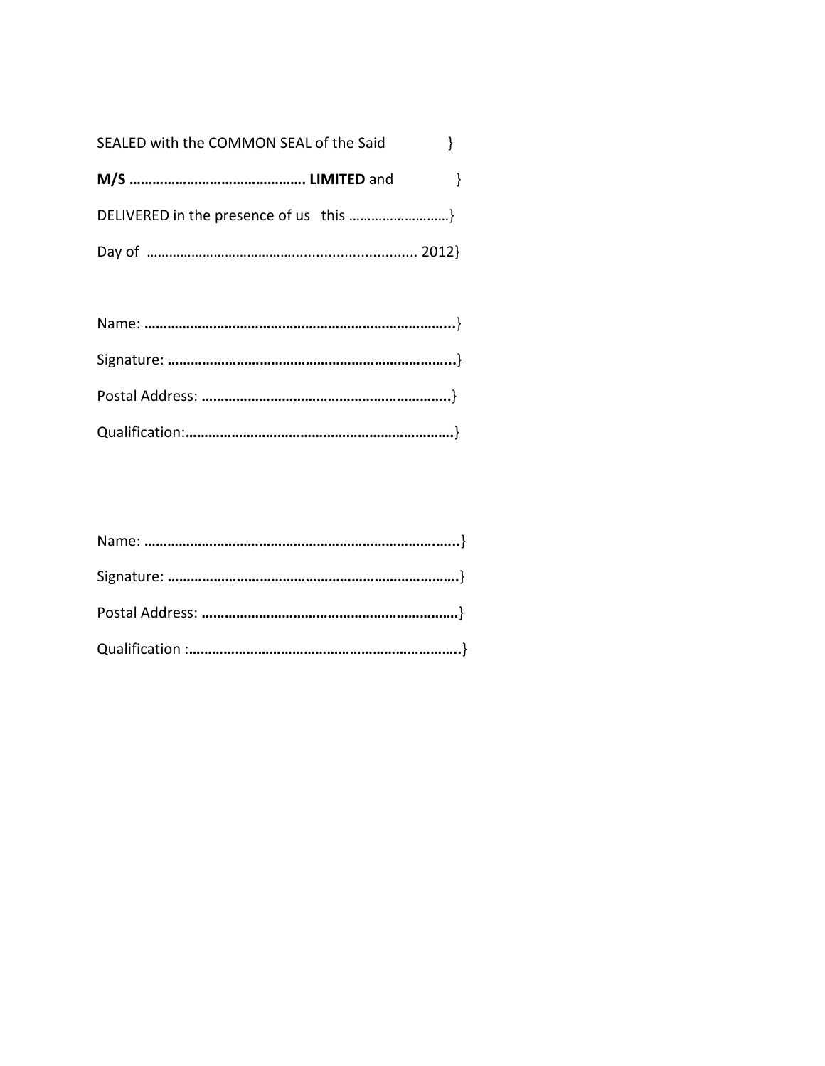SEALED with the COMMON SEAL of the Said }

**M/S ……………………………………. LIMITED** and }

DELIVERED in the presence of us this ………………………}

Day of ……………………………….............................. 2012}

Name: **……………………………………………………………………...**}

Signature: **………………………………………………………………...**}

Postal Address: **………………………………………………………..**}

Qualification:**……………………………………………………………**}

Name: **……………………………………………………………………...**}

Signature: **…………………………………………………………………**}

Postal Address: **…………………………………………………………**}

Qualification :**……………………………………………………………..**}